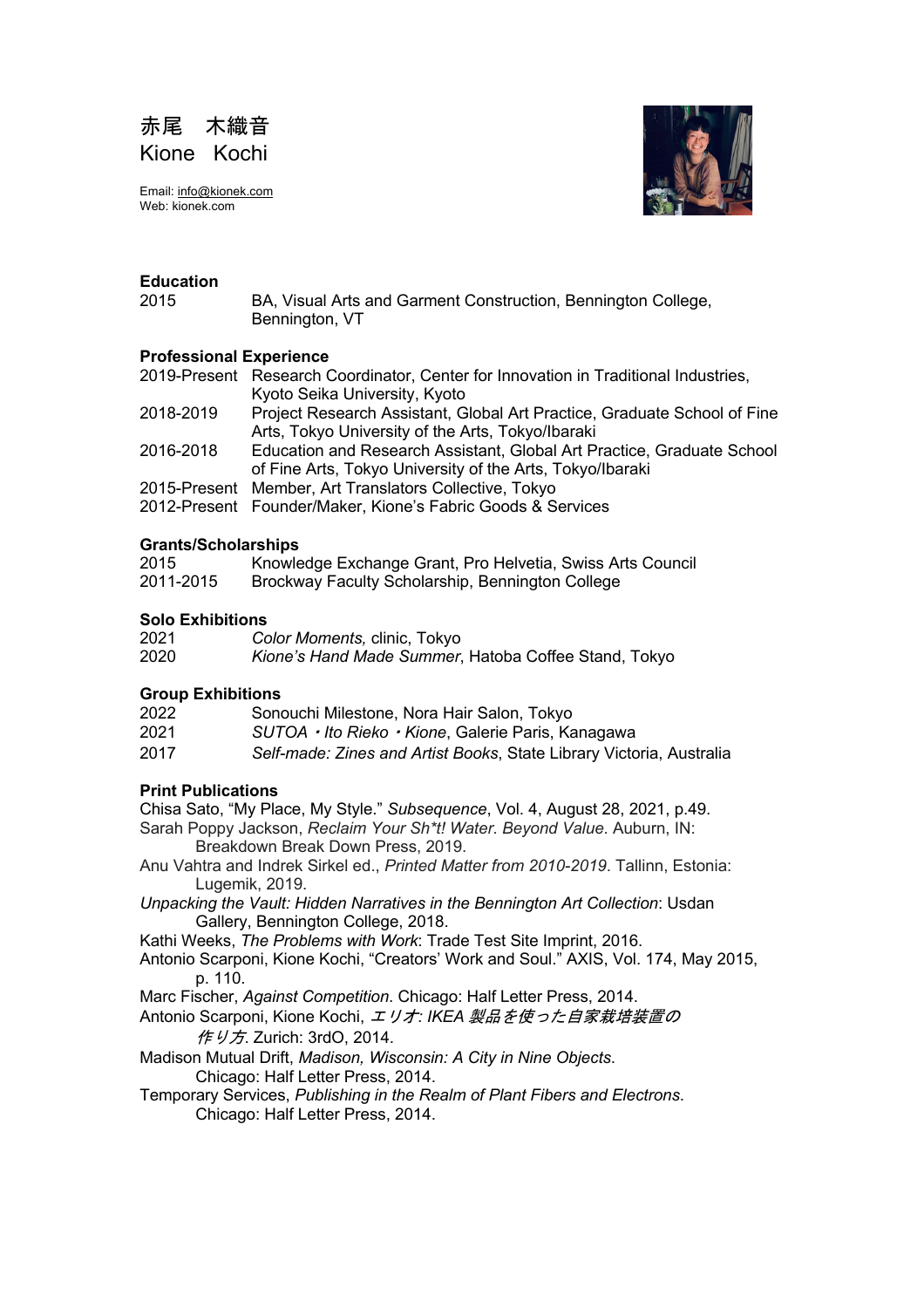# 赤尾　木織音
# Kione　Kochi

Email: info@kionek.com
Web: kionek.com

## Education

2015 BA, Visual Arts and Garment Construction, Bennington College, Bennington, VT

## Professional Experience

2019-Present Research Coordinator, Center for Innovation in Traditional Industries, Kyoto Seika University, Kyoto
2018-2019 Project Research Assistant, Global Art Practice, Graduate School of Fine Arts, Tokyo University of the Arts, Tokyo/Ibaraki
2016-2018 Education and Research Assistant, Global Art Practice, Graduate School of Fine Arts, Tokyo University of the Arts, Tokyo/Ibaraki
2015-Present Member, Art Translators Collective, Tokyo
2012-Present Founder/Maker, Kione's Fabric Goods & Services

## Grants/Scholarships

2015 Knowledge Exchange Grant, Pro Helvetia, Swiss Arts Council
2011-2015 Brockway Faculty Scholarship, Bennington College

## Solo Exhibitions

2021 *Color Moments,* clinic, Tokyo
2020 *Kione's Hand Made Summer*, Hatoba Coffee Stand, Tokyo

## Group Exhibitions

2022 Sonouchi Milestone, Nora Hair Salon, Tokyo
2021 *SUTOA・Ito Rieko・Kione*, Galerie Paris, Kanagawa
2017 *Self-made: Zines and Artist Books*, State Library Victoria, Australia

## Print Publications

Chisa Sato, "My Place, My Style." *Subsequence*, Vol. 4, August 28, 2021, p.49.
Sarah Poppy Jackson, *Reclaim Your Sh*t! Water. Beyond Value*. Auburn, IN: Breakdown Break Down Press, 2019.
Anu Vahtra and Indrek Sirkel ed., *Printed Matter from 2010-2019*. Tallinn, Estonia: Lugemik, 2019.
*Unpacking the Vault: Hidden Narratives in the Bennington Art Collection*: Usdan Gallery, Bennington College, 2018.
Kathi Weeks, *The Problems with Work*: Trade Test Site Imprint, 2016.
Antonio Scarponi, Kione Kochi, "Creators' Work and Soul." AXIS, Vol. 174, May 2015, p. 110.
Marc Fischer, *Against Competition*. Chicago: Half Letter Press, 2014.
Antonio Scarponi, Kione Kochi, *エリオ: IKEA 製品を使った自家栽培装置の作り方*. Zurich: 3rdO, 2014.
Madison Mutual Drift, *Madison, Wisconsin: A City in Nine Objects*. Chicago: Half Letter Press, 2014.
Temporary Services, *Publishing in the Realm of Plant Fibers and Electrons*. Chicago: Half Letter Press, 2014.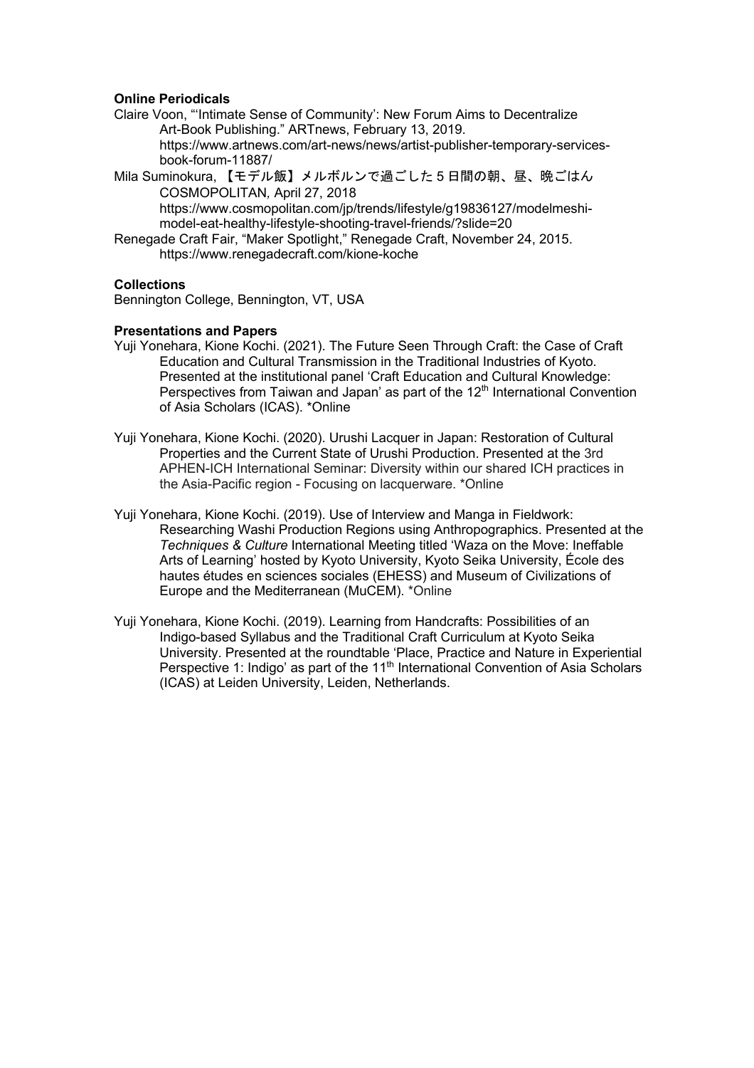**Online Periodicals**

Claire Voon, "'Intimate Sense of Community': New Forum Aims to Decentralize Art-Book Publishing." ARTnews, February 13, 2019. https://www.artnews.com/art-news/news/artist-publisher-temporary-services-book-forum-11887/

Mila Suminokura, 【モデル飯】メルボルンで過ごした 5 日間の朝、昼、晩ごはん COSMOPOLITAN, April 27, 2018 https://www.cosmopolitan.com/jp/trends/lifestyle/g19836127/modelmeshi-model-eat-healthy-lifestyle-shooting-travel-friends/?slide=20

Renegade Craft Fair, "Maker Spotlight," Renegade Craft, November 24, 2015. https://www.renegadecraft.com/kione-koche

**Collections**

Bennington College, Bennington, VT, USA

**Presentations and Papers**

Yuji Yonehara, Kione Kochi. (2021). The Future Seen Through Craft: the Case of Craft Education and Cultural Transmission in the Traditional Industries of Kyoto. Presented at the institutional panel 'Craft Education and Cultural Knowledge: Perspectives from Taiwan and Japan' as part of the 12th International Convention of Asia Scholars (ICAS). *Online

Yuji Yonehara, Kione Kochi. (2020). Urushi Lacquer in Japan: Restoration of Cultural Properties and the Current State of Urushi Production. Presented at the 3rd APHEN-ICH International Seminar: Diversity within our shared ICH practices in the Asia-Pacific region - Focusing on lacquerware. *Online

Yuji Yonehara, Kione Kochi. (2019). Use of Interview and Manga in Fieldwork: Researching Washi Production Regions using Anthropographics. Presented at the *Techniques & Culture* International Meeting titled 'Waza on the Move: Ineffable Arts of Learning' hosted by Kyoto University, Kyoto Seika University, École des hautes études en sciences sociales (EHESS) and Museum of Civilizations of Europe and the Mediterranean (MuCEM). *Online

Yuji Yonehara, Kione Kochi. (2019). Learning from Handcrafts: Possibilities of an Indigo-based Syllabus and the Traditional Craft Curriculum at Kyoto Seika University. Presented at the roundtable 'Place, Practice and Nature in Experiential Perspective 1: Indigo' as part of the 11th International Convention of Asia Scholars (ICAS) at Leiden University, Leiden, Netherlands.